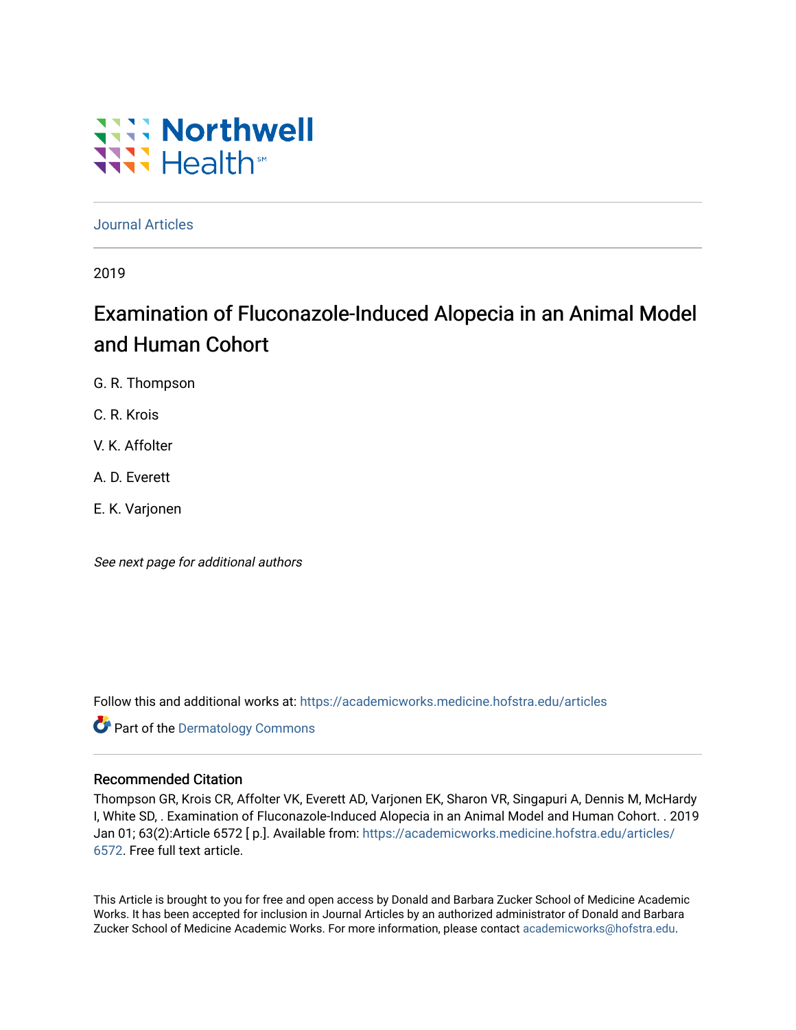Northwell Health

Journal Articles

2019

# Examination of Fluconazole-Induced Alopecia in an Animal Model and Human Cohort

G. R. Thompson

C. R. Krois

V. K. Affolter

A. D. Everett

E. K. Varjonen

*See next page for additional authors*

Follow this and additional works at: https://academicworks.medicine.hofstra.edu/articles

Part of the Dermatology Commons

## Recommended Citation

Thompson GR, Krois CR, Affolter VK, Everett AD, Varjonen EK, Sharon VR, Singapuri A, Dennis M, McHardy I, White SD, . Examination of Fluconazole-Induced Alopecia in an Animal Model and Human Cohort. . 2019 Jan 01; 63(2):Article 6572 [ p.]. Available from: https://academicworks.medicine.hofstra.edu/articles/6572. Free full text article.

This Article is brought to you for free and open access by Donald and Barbara Zucker School of Medicine Academic Works. It has been accepted for inclusion in Journal Articles by an authorized administrator of Donald and Barbara Zucker School of Medicine Academic Works. For more information, please contact academicworks@hofstra.edu.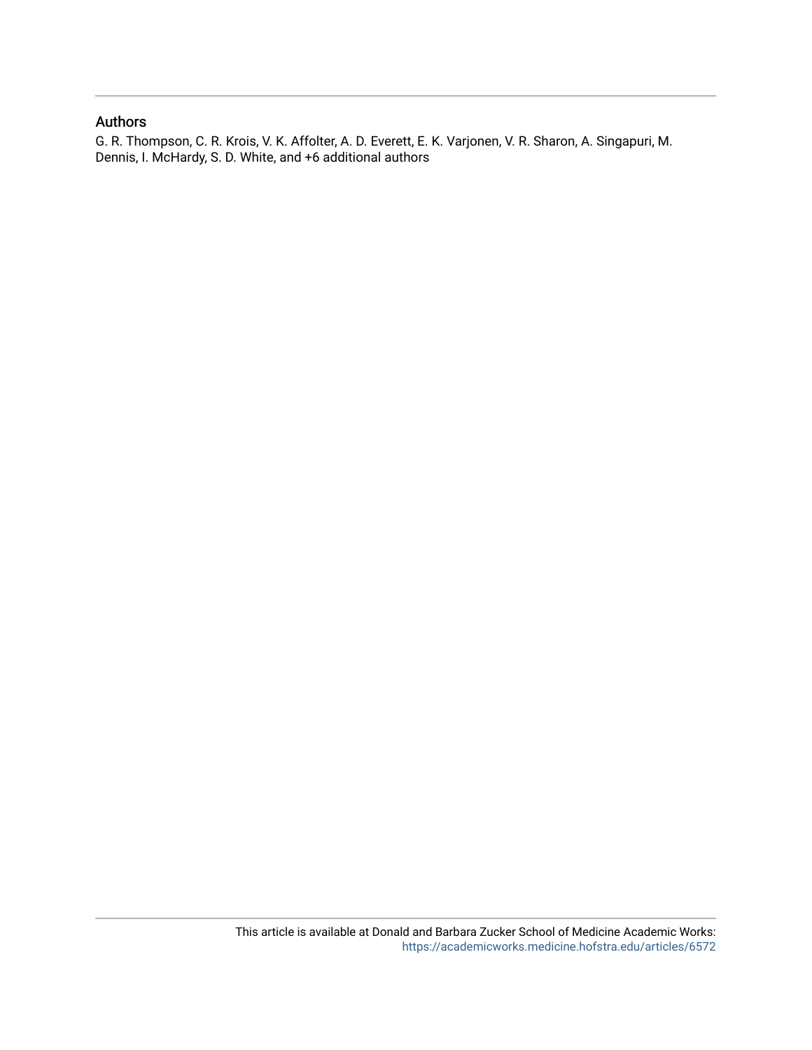## Authors

G. R. Thompson, C. R. Krois, V. K. Affolter, A. D. Everett, E. K. Varjonen, V. R. Sharon, A. Singapuri, M. Dennis, I. McHardy, S. D. White, and +6 additional authors

This article is available at Donald and Barbara Zucker School of Medicine Academic Works: https://academicworks.medicine.hofstra.edu/articles/6572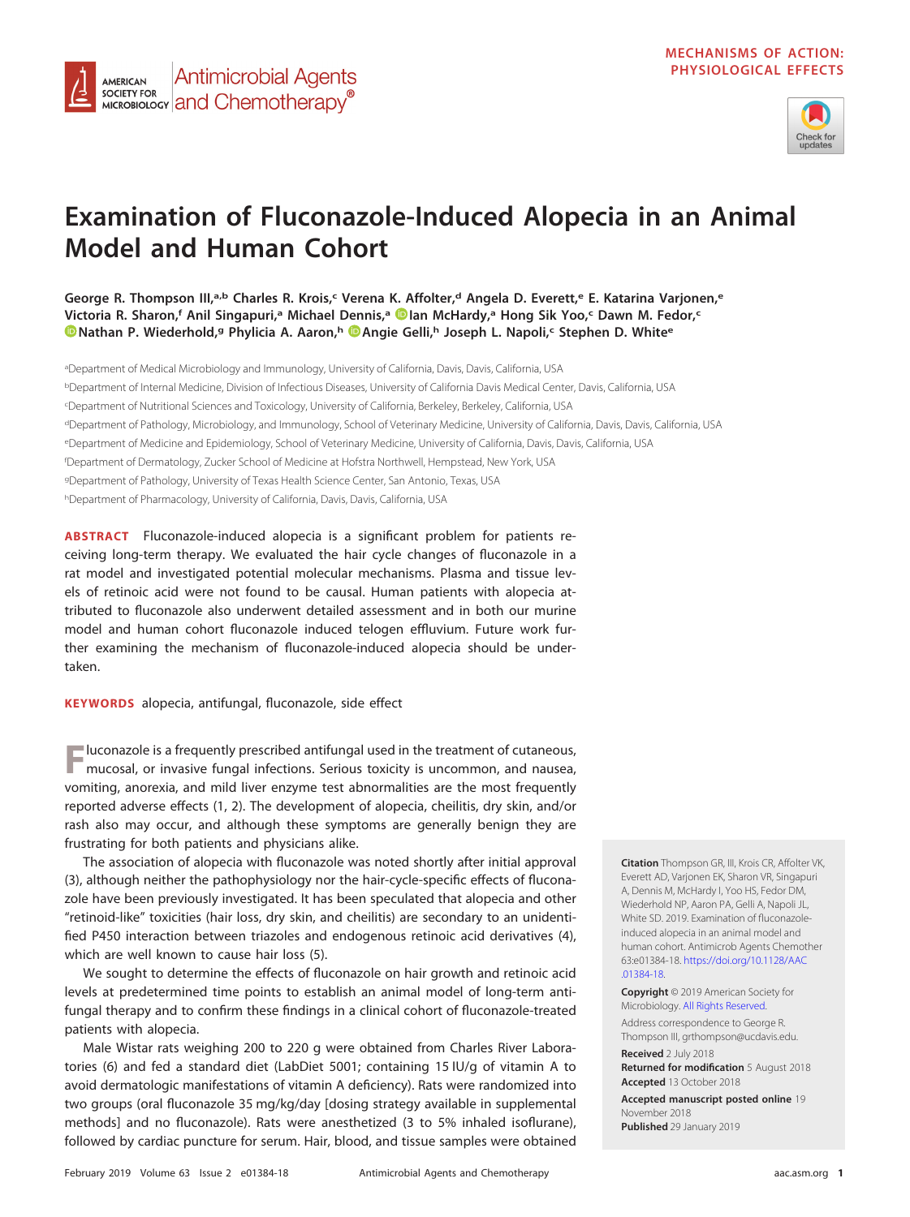# Examination of Fluconazole-Induced Alopecia in an Animal Model and Human Cohort

**George R. Thompson III,[a,b] Charles R. Krois,[c] Verena K. Affolter,[d] Angela D. Everett,[e] E. Katarina Varjonen,[e] Victoria R. Sharon,[f] Anil Singapuri,[a] Michael Dennis,[a] Ian McHardy,[a] Hong Sik Yoo,[c] Dawn M. Fedor,[c] Nathan P. Wiederhold,[g] Phylicia A. Aaron,[h] Angie Gelli,[h] Joseph L. Napoli,[c] Stephen D. White[e]**

[a]Department of Medical Microbiology and Immunology, University of California, Davis, Davis, California, USA

[b]Department of Internal Medicine, Division of Infectious Diseases, University of California Davis Medical Center, Davis, California, USA

[c]Department of Nutritional Sciences and Toxicology, University of California, Berkeley, Berkeley, California, USA

[d]Department of Pathology, Microbiology, and Immunology, School of Veterinary Medicine, University of California, Davis, Davis, California, USA

[e]Department of Medicine and Epidemiology, School of Veterinary Medicine, University of California, Davis, Davis, California, USA

[f]Department of Dermatology, Zucker School of Medicine at Hofstra Northwell, Hempstead, New York, USA

[g]Department of Pathology, University of Texas Health Science Center, San Antonio, Texas, USA

[h]Department of Pharmacology, University of California, Davis, Davis, California, USA

**ABSTRACT** Fluconazole-induced alopecia is a significant problem for patients receiving long-term therapy. We evaluated the hair cycle changes of fluconazole in a rat model and investigated potential molecular mechanisms. Plasma and tissue levels of retinoic acid were not found to be causal. Human patients with alopecia attributed to fluconazole also underwent detailed assessment and in both our murine model and human cohort fluconazole induced telogen effluvium. Future work further examining the mechanism of fluconazole-induced alopecia should be undertaken.

**KEYWORDS** alopecia, antifungal, fluconazole, side effect

Fluconazole is a frequently prescribed antifungal used in the treatment of cutaneous, mucosal, or invasive fungal infections. Serious toxicity is uncommon, and nausea, vomiting, anorexia, and mild liver enzyme test abnormalities are the most frequently reported adverse effects (1, 2). The development of alopecia, cheilitis, dry skin, and/or rash also may occur, and although these symptoms are generally benign they are frustrating for both patients and physicians alike.

The association of alopecia with fluconazole was noted shortly after initial approval (3), although neither the pathophysiology nor the hair-cycle-specific effects of fluconazole have been previously investigated. It has been speculated that alopecia and other "retinoid-like" toxicities (hair loss, dry skin, and cheilitis) are secondary to an unidentified P450 interaction between triazoles and endogenous retinoic acid derivatives (4), which are well known to cause hair loss (5).

We sought to determine the effects of fluconazole on hair growth and retinoic acid levels at predetermined time points to establish an animal model of long-term antifungal therapy and to confirm these findings in a clinical cohort of fluconazole-treated patients with alopecia.

Male Wistar rats weighing 200 to 220 g were obtained from Charles River Laboratories (6) and fed a standard diet (LabDiet 5001; containing 15 IU/g of vitamin A to avoid dermatologic manifestations of vitamin A deficiency). Rats were randomized into two groups (oral fluconazole 35 mg/kg/day [dosing strategy available in supplemental methods] and no fluconazole). Rats were anesthetized (3 to 5% inhaled isoflurane), followed by cardiac puncture for serum. Hair, blood, and tissue samples were obtained

**Citation** Thompson GR, III, Krois CR, Affolter VK, Everett AD, Varjonen EK, Sharon VR, Singapuri A, Dennis M, McHardy I, Yoo HS, Fedor DM, Wiederhold NP, Aaron PA, Gelli A, Napoli JL, White SD. 2019. Examination of fluconazole-induced alopecia in an animal model and human cohort. Antimicrob Agents Chemother 63:e01384-18. https://doi.org/10.1128/AAC.01384-18.

**Copyright** © 2019 American Society for Microbiology. All Rights Reserved.

Address correspondence to George R. Thompson III, grthompson@ucdavis.edu.

**Received** 2 July 2018
**Returned for modification** 5 August 2018
**Accepted** 13 October 2018

**Accepted manuscript posted online** 19 November 2018
**Published** 29 January 2019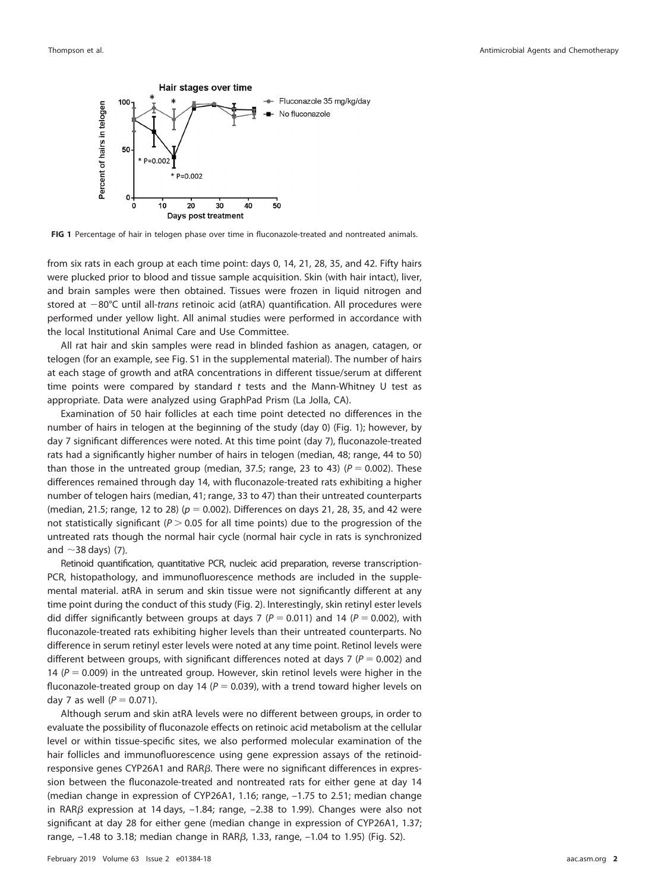FIG 1 Percentage of hair in telogen phase over time in fluconazole-treated and nontreated animals.

from six rats in each group at each time point: days 0, 14, 21, 28, 35, and 42. Fifty hairs were plucked prior to blood and tissue sample acquisition. Skin (with hair intact), liver, and brain samples were then obtained. Tissues were frozen in liquid nitrogen and stored at −80°C until all-*trans* retinoic acid (atRA) quantification. All procedures were performed under yellow light. All animal studies were performed in accordance with the local Institutional Animal Care and Use Committee.

All rat hair and skin samples were read in blinded fashion as anagen, catagen, or telogen (for an example, see Fig. S1 in the supplemental material). The number of hairs at each stage of growth and atRA concentrations in different tissue/serum at different time points were compared by standard *t* tests and the Mann-Whitney U test as appropriate. Data were analyzed using GraphPad Prism (La Jolla, CA).

Examination of 50 hair follicles at each time point detected no differences in the number of hairs in telogen at the beginning of the study (day 0) (Fig. 1); however, by day 7 significant differences were noted. At this time point (day 7), fluconazole-treated rats had a significantly higher number of hairs in telogen (median, 48; range, 44 to 50) than those in the untreated group (median, 37.5; range, 23 to 43) ($P = 0.002$). These differences remained through day 14, with fluconazole-treated rats exhibiting a higher number of telogen hairs (median, 41; range, 33 to 47) than their untreated counterparts (median, 21.5; range, 12 to 28) ($p = 0.002$). Differences on days 21, 28, 35, and 42 were not statistically significant ($P > 0.05$ for all time points) due to the progression of the untreated rats though the normal hair cycle (normal hair cycle in rats is synchronized and ~38 days) (7).

Retinoid quantification, quantitative PCR, nucleic acid preparation, reverse transcription-PCR, histopathology, and immunofluorescence methods are included in the supplemental material. atRA in serum and skin tissue were not significantly different at any time point during the conduct of this study (Fig. 2). Interestingly, skin retinyl ester levels did differ significantly between groups at days 7 ($P = 0.011$) and 14 ($P = 0.002$), with fluconazole-treated rats exhibiting higher levels than their untreated counterparts. No difference in serum retinyl ester levels were noted at any time point. Retinol levels were different between groups, with significant differences noted at days 7 ($P = 0.002$) and 14 ($P = 0.009$) in the untreated group. However, skin retinol levels were higher in the fluconazole-treated group on day 14 ($P = 0.039$), with a trend toward higher levels on day 7 as well ($P = 0.071$).

Although serum and skin atRA levels were no different between groups, in order to evaluate the possibility of fluconazole effects on retinoic acid metabolism at the cellular level or within tissue-specific sites, we also performed molecular examination of the hair follicles and immunofluorescence using gene expression assays of the retinoid-responsive genes CYP26A1 and RAR$\beta$. There were no significant differences in expression between the fluconazole-treated and nontreated rats for either gene at day 14 (median change in expression of CYP26A1, 1.16; range, −1.75 to 2.51; median change in RAR$\beta$ expression at 14 days, −1.84; range, −2.38 to 1.99). Changes were also not significant at day 28 for either gene (median change in expression of CYP26A1, 1.37; range, −1.48 to 3.18; median change in RAR$\beta$, 1.33, range, −1.04 to 1.95) (Fig. S2).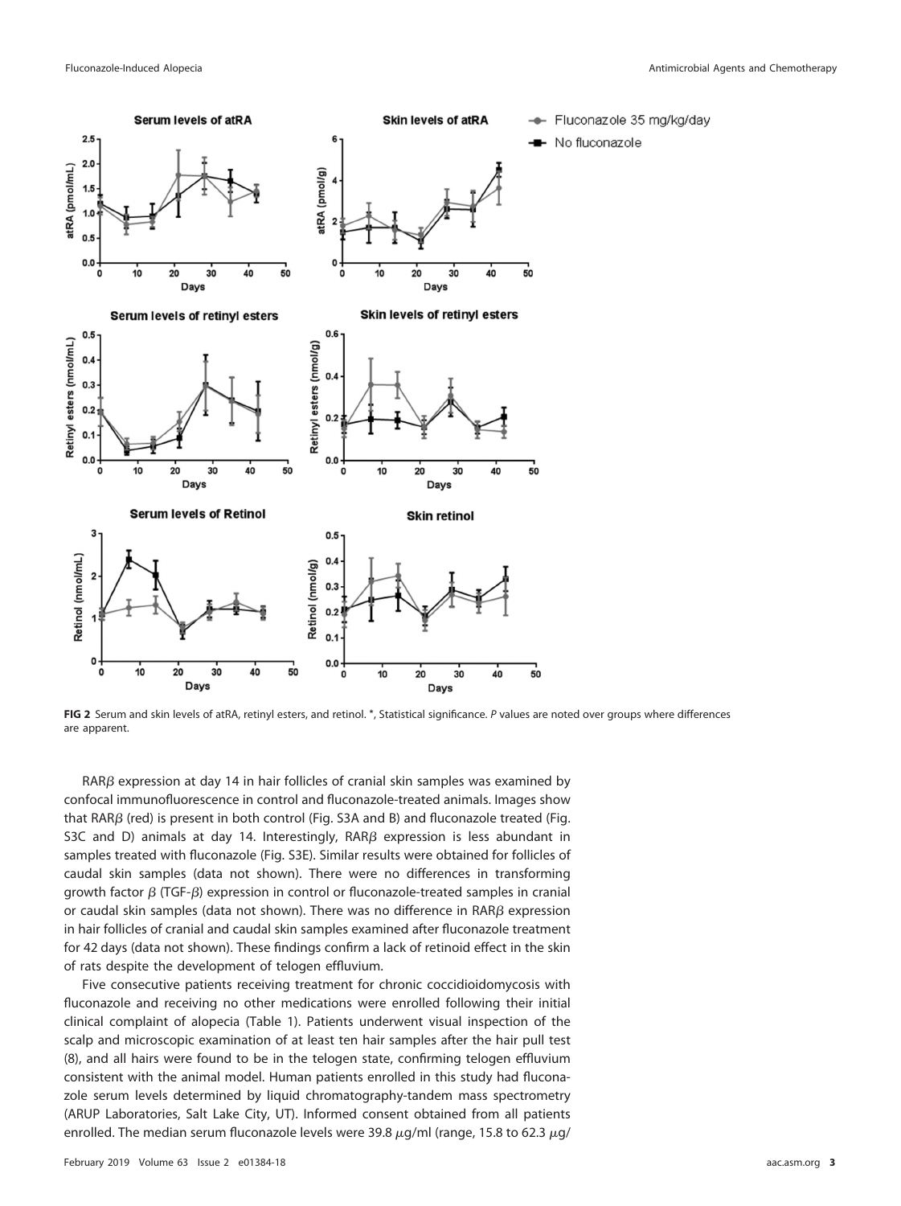**FIG 2** Serum and skin levels of atRA, retinyl esters, and retinol. *, Statistical significance. *P* values are noted over groups where differences are apparent.

RAR$\beta$ expression at day 14 in hair follicles of cranial skin samples was examined by confocal immunofluorescence in control and fluconazole-treated animals. Images show that RAR$\beta$ (red) is present in both control (Fig. S3A and B) and fluconazole treated (Fig. S3C and D) animals at day 14. Interestingly, RAR$\beta$ expression is less abundant in samples treated with fluconazole (Fig. S3E). Similar results were obtained for follicles of caudal skin samples (data not shown). There were no differences in transforming growth factor $\beta$ (TGF-$\beta$) expression in control or fluconazole-treated samples in cranial or caudal skin samples (data not shown). There was no difference in RAR$\beta$ expression in hair follicles of cranial and caudal skin samples examined after fluconazole treatment for 42 days (data not shown). These findings confirm a lack of retinoid effect in the skin of rats despite the development of telogen effluvium.

Five consecutive patients receiving treatment for chronic coccidioidomycosis with fluconazole and receiving no other medications were enrolled following their initial clinical complaint of alopecia (Table 1). Patients underwent visual inspection of the scalp and microscopic examination of at least ten hair samples after the hair pull test (8), and all hairs were found to be in the telogen state, confirming telogen effluvium consistent with the animal model. Human patients enrolled in this study had fluconazole serum levels determined by liquid chromatography-tandem mass spectrometry (ARUP Laboratories, Salt Lake City, UT). Informed consent obtained from all patients enrolled. The median serum fluconazole levels were 39.8 $\mu$g/ml (range, 15.8 to 62.3 $\mu$g/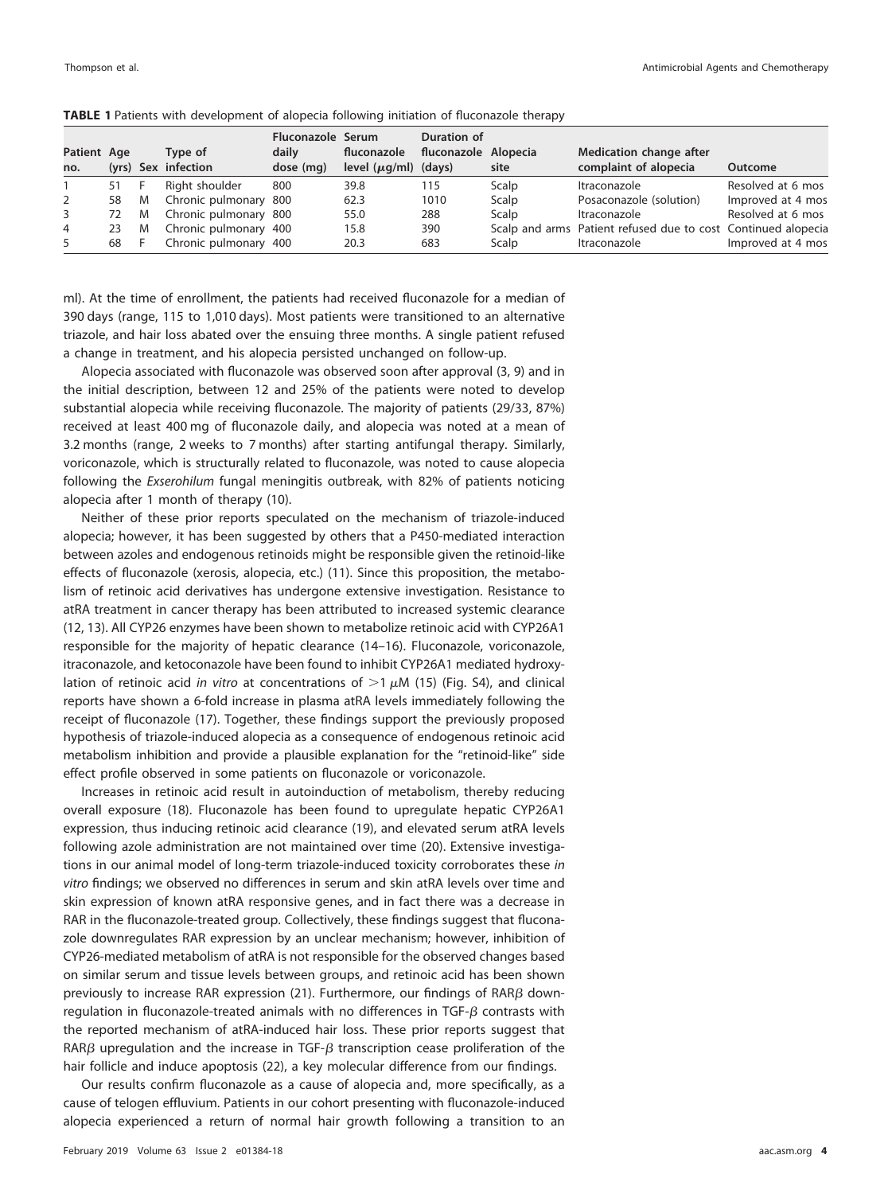**TABLE 1** Patients with development of alopecia following initiation of fluconazole therapy

| Patient no. | Age (yrs) | Sex | Type of infection | Fluconazole daily dose (mg) | Serum fluconazole level ($\mu$g/ml) | Duration of fluconazole (days) | Alopecia site | Medication change after complaint of alopecia | Outcome |
|---|---|---|---|---|---|---|---|---|---|
| 1 | 51 | F | Right shoulder | 800 | 39.8 | 115 | Scalp | Itraconazole | Resolved at 6 mos |
| 2 | 58 | M | Chronic pulmonary | 800 | 62.3 | 1010 | Scalp | Posaconazole (solution) | Improved at 4 mos |
| 3 | 72 | M | Chronic pulmonary | 800 | 55.0 | 288 | Scalp | Itraconazole | Resolved at 6 mos |
| 4 | 23 | M | Chronic pulmonary | 400 | 15.8 | 390 | Scalp and arms | Patient refused due to cost | Continued alopecia |
| 5 | 68 | F | Chronic pulmonary | 400 | 20.3 | 683 | Scalp | Itraconazole | Improved at 4 mos |

ml). At the time of enrollment, the patients had received fluconazole for a median of 390 days (range, 115 to 1,010 days). Most patients were transitioned to an alternative triazole, and hair loss abated over the ensuing three months. A single patient refused a change in treatment, and his alopecia persisted unchanged on follow-up.

Alopecia associated with fluconazole was observed soon after approval (3, 9) and in the initial description, between 12 and 25% of the patients were noted to develop substantial alopecia while receiving fluconazole. The majority of patients (29/33, 87%) received at least 400 mg of fluconazole daily, and alopecia was noted at a mean of 3.2 months (range, 2 weeks to 7 months) after starting antifungal therapy. Similarly, voriconazole, which is structurally related to fluconazole, was noted to cause alopecia following the *Exserohilum* fungal meningitis outbreak, with 82% of patients noticing alopecia after 1 month of therapy (10).

Neither of these prior reports speculated on the mechanism of triazole-induced alopecia; however, it has been suggested by others that a P450-mediated interaction between azoles and endogenous retinoids might be responsible given the retinoid-like effects of fluconazole (xerosis, alopecia, etc.) (11). Since this proposition, the metabolism of retinoic acid derivatives has undergone extensive investigation. Resistance to atRA treatment in cancer therapy has been attributed to increased systemic clearance (12, 13). All CYP26 enzymes have been shown to metabolize retinoic acid with CYP26A1 responsible for the majority of hepatic clearance (14–16). Fluconazole, voriconazole, itraconazole, and ketoconazole have been found to inhibit CYP26A1 mediated hydroxylation of retinoic acid *in vitro* at concentrations of $>1$ $\mu$M (15) (Fig. S4), and clinical reports have shown a 6-fold increase in plasma atRA levels immediately following the receipt of fluconazole (17). Together, these findings support the previously proposed hypothesis of triazole-induced alopecia as a consequence of endogenous retinoic acid metabolism inhibition and provide a plausible explanation for the "retinoid-like" side effect profile observed in some patients on fluconazole or voriconazole.

Increases in retinoic acid result in autoinduction of metabolism, thereby reducing overall exposure (18). Fluconazole has been found to upregulate hepatic CYP26A1 expression, thus inducing retinoic acid clearance (19), and elevated serum atRA levels following azole administration are not maintained over time (20). Extensive investigations in our animal model of long-term triazole-induced toxicity corroborates these *in vitro* findings; we observed no differences in serum and skin atRA levels over time and skin expression of known atRA responsive genes, and in fact there was a decrease in RAR in the fluconazole-treated group. Collectively, these findings suggest that fluconazole downregulates RAR expression by an unclear mechanism; however, inhibition of CYP26-mediated metabolism of atRA is not responsible for the observed changes based on similar serum and tissue levels between groups, and retinoic acid has been shown previously to increase RAR expression (21). Furthermore, our findings of RAR$\beta$ downregulation in fluconazole-treated animals with no differences in TGF-$\beta$ contrasts with the reported mechanism of atRA-induced hair loss. These prior reports suggest that RAR$\beta$ upregulation and the increase in TGF-$\beta$ transcription cease proliferation of the hair follicle and induce apoptosis (22), a key molecular difference from our findings.

Our results confirm fluconazole as a cause of alopecia and, more specifically, as a cause of telogen effluvium. Patients in our cohort presenting with fluconazole-induced alopecia experienced a return of normal hair growth following a transition to an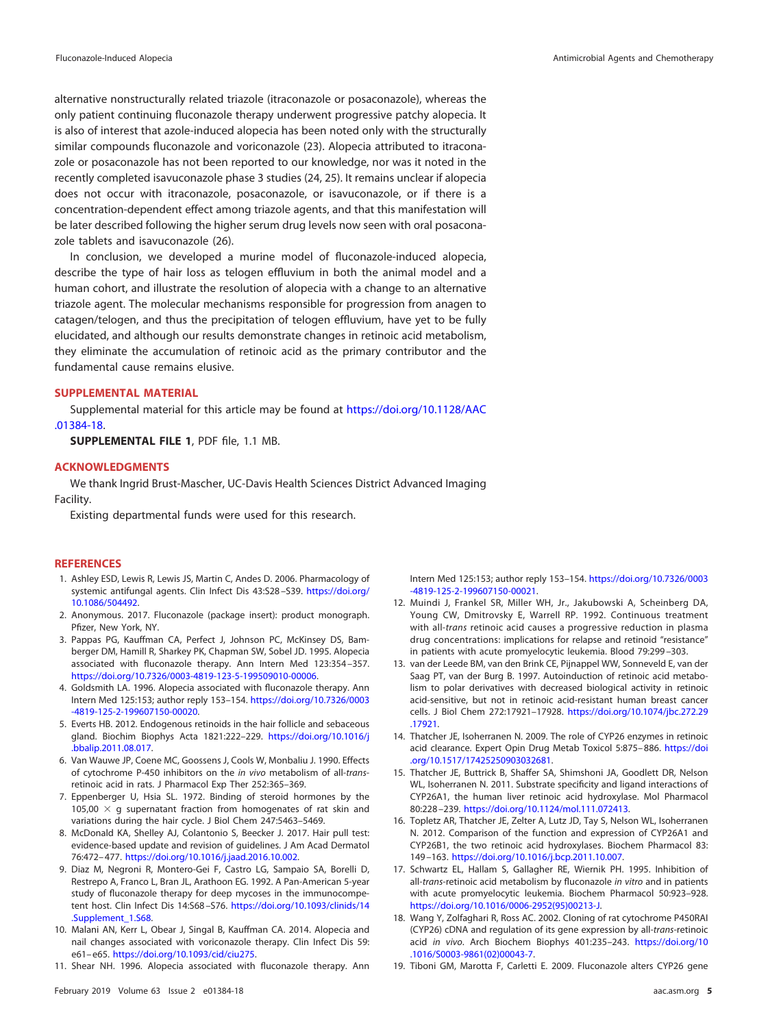alternative nonstructurally related triazole (itraconazole or posaconazole), whereas the only patient continuing fluconazole therapy underwent progressive patchy alopecia. It is also of interest that azole-induced alopecia has been noted only with the structurally similar compounds fluconazole and voriconazole (23). Alopecia attributed to itraconazole or posaconazole has not been reported to our knowledge, nor was it noted in the recently completed isavuconazole phase 3 studies (24, 25). It remains unclear if alopecia does not occur with itraconazole, posaconazole, or isavuconazole, or if there is a concentration-dependent effect among triazole agents, and that this manifestation will be later described following the higher serum drug levels now seen with oral posaconazole tablets and isavuconazole (26).

In conclusion, we developed a murine model of fluconazole-induced alopecia, describe the type of hair loss as telogen effluvium in both the animal model and a human cohort, and illustrate the resolution of alopecia with a change to an alternative triazole agent. The molecular mechanisms responsible for progression from anagen to catagen/telogen, and thus the precipitation of telogen effluvium, have yet to be fully elucidated, and although our results demonstrate changes in retinoic acid metabolism, they eliminate the accumulation of retinoic acid as the primary contributor and the fundamental cause remains elusive.

## SUPPLEMENTAL MATERIAL

Supplemental material for this article may be found at https://doi.org/10.1128/AAC.01384-18.

**SUPPLEMENTAL FILE 1**, PDF file, 1.1 MB.

## ACKNOWLEDGMENTS

We thank Ingrid Brust-Mascher, UC-Davis Health Sciences District Advanced Imaging Facility.

Existing departmental funds were used for this research.

## REFERENCES

1. Ashley ESD, Lewis R, Lewis JS, Martin C, Andes D. 2006. Pharmacology of systemic antifungal agents. Clin Infect Dis 43:S28–S39. https://doi.org/10.1086/504492.
2. Anonymous. 2017. Fluconazole (package insert): product monograph. Pfizer, New York, NY.
3. Pappas PG, Kauffman CA, Perfect J, Johnson PC, McKinsey DS, Bamberger DM, Hamill R, Sharkey PK, Chapman SW, Sobel JD. 1995. Alopecia associated with fluconazole therapy. Ann Intern Med 123:354–357. https://doi.org/10.7326/0003-4819-123-5-199509010-00006.
4. Goldsmith LA. 1996. Alopecia associated with fluconazole therapy. Ann Intern Med 125:153; author reply 153–154. https://doi.org/10.7326/0003-4819-125-2-199607150-00020.
5. Everts HB. 2012. Endogenous retinoids in the hair follicle and sebaceous gland. Biochim Biophys Acta 1821:222–229. https://doi.org/10.1016/j.bbalip.2011.08.017.
6. Van Wauwe JP, Coene MC, Goossens J, Cools W, Monbaliu J. 1990. Effects of cytochrome P-450 inhibitors on the *in vivo* metabolism of all-*trans*-retinoic acid in rats. J Pharmacol Exp Ther 252:365–369.
7. Eppenberger U, Hsia SL. 1972. Binding of steroid hormones by the 105,00 $\times$ g supernatant fraction from homogenates of rat skin and variations during the hair cycle. J Biol Chem 247:5463–5469.
8. McDonald KA, Shelley AJ, Colantonio S, Beecker J. 2017. Hair pull test: evidence-based update and revision of guidelines. J Am Acad Dermatol 76:472–477. https://doi.org/10.1016/j.jaad.2016.10.002.
9. Diaz M, Negroni R, Montero-Gei F, Castro LG, Sampaio SA, Borelli D, Restrepo A, Franco L, Bran JL, Arathoon EG. 1992. A Pan-American 5-year study of fluconazole therapy for deep mycoses in the immunocompetent host. Clin Infect Dis 14:S68–S76. https://doi.org/10.1093/clinids/14.Supplement_1.S68.
10. Malani AN, Kerr L, Obear J, Singal B, Kauffman CA. 2014. Alopecia and nail changes associated with voriconazole therapy. Clin Infect Dis 59:e61–e65. https://doi.org/10.1093/cid/ciu275.
11. Shear NH. 1996. Alopecia associated with fluconazole therapy. Ann Intern Med 125:153; author reply 153–154. https://doi.org/10.7326/0003-4819-125-2-199607150-00021.
12. Muindi J, Frankel SR, Miller WH, Jr., Jakubowski A, Scheinberg DA, Young CW, Dmitrovsky E, Warrell RP. 1992. Continuous treatment with all-*trans* retinoic acid causes a progressive reduction in plasma drug concentrations: implications for relapse and retinoid "resistance" in patients with acute promyelocytic leukemia. Blood 79:299–303.
13. van der Leede BM, van den Brink CE, Pijnappel WW, Sonneveld E, van der Saag PT, van der Burg B. 1997. Autoinduction of retinoic acid metabolism to polar derivatives with decreased biological activity in retinoic acid-sensitive, but not in retinoic acid-resistant human breast cancer cells. J Biol Chem 272:17921–17928. https://doi.org/10.1074/jbc.272.29.17921.
14. Thatcher JE, Isoherranen N. 2009. The role of CYP26 enzymes in retinoic acid clearance. Expert Opin Drug Metab Toxicol 5:875–886. https://doi.org/10.1517/17425250903032681.
15. Thatcher JE, Buttrick B, Shaffer SA, Shimshoni JA, Goodlett DR, Nelson WL, Isoherranen N. 2011. Substrate specificity and ligand interactions of CYP26A1, the human liver retinoic acid hydroxylase. Mol Pharmacol 80:228–239. https://doi.org/10.1124/mol.111.072413.
16. Topletz AR, Thatcher JE, Zelter A, Lutz JD, Tay S, Nelson WL, Isoherranen N. 2012. Comparison of the function and expression of CYP26A1 and CYP26B1, the two retinoic acid hydroxylases. Biochem Pharmacol 83:149–163. https://doi.org/10.1016/j.bcp.2011.10.007.
17. Schwartz EL, Hallam S, Gallagher RE, Wiernik PH. 1995. Inhibition of all-*trans*-retinoic acid metabolism by fluconazole *in vitro* and in patients with acute promyelocytic leukemia. Biochem Pharmacol 50:923–928. https://doi.org/10.1016/0006-2952(95)00213-J.
18. Wang Y, Zolfaghari R, Ross AC. 2002. Cloning of rat cytochrome P450RAI (CYP26) cDNA and regulation of its gene expression by all-*trans*-retinoic acid *in vivo*. Arch Biochem Biophys 401:235–243. https://doi.org/10.1016/S0003-9861(02)00043-7.
19. Tiboni GM, Marotta F, Carletti E. 2009. Fluconazole alters CYP26 gene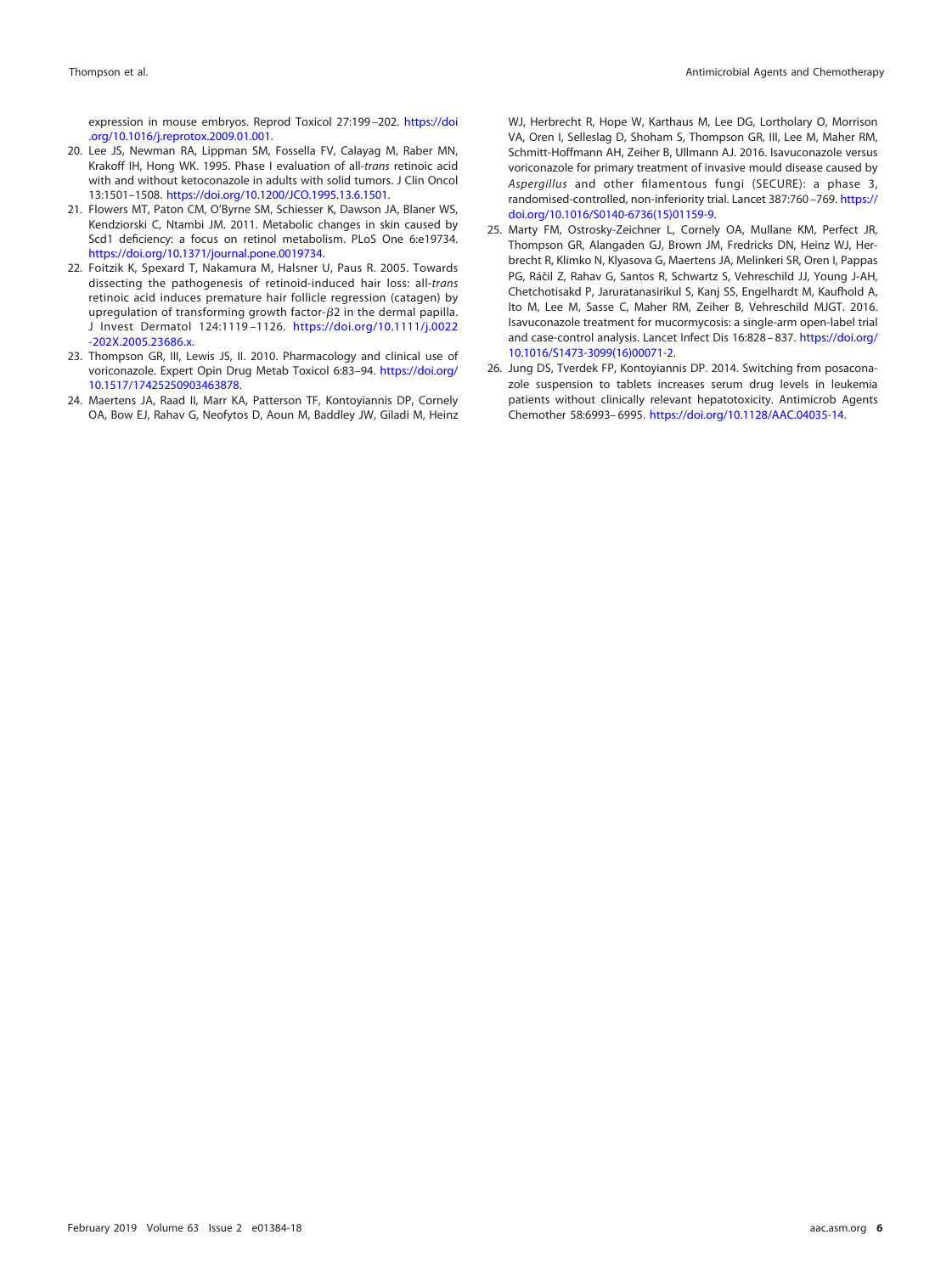expression in mouse embryos. Reprod Toxicol 27:199–202. https://doi.org/10.1016/j.reprotox.2009.01.001.

20. Lee JS, Newman RA, Lippman SM, Fossella FV, Calayag M, Raber MN, Krakoff IH, Hong WK. 1995. Phase I evaluation of all-*trans* retinoic acid with and without ketoconazole in adults with solid tumors. J Clin Oncol 13:1501–1508. https://doi.org/10.1200/JCO.1995.13.6.1501.
21. Flowers MT, Paton CM, O'Byrne SM, Schiesser K, Dawson JA, Blaner WS, Kendziorski C, Ntambi JM. 2011. Metabolic changes in skin caused by Scd1 deficiency: a focus on retinol metabolism. PLoS One 6:e19734. https://doi.org/10.1371/journal.pone.0019734.
22. Foitzik K, Spexard T, Nakamura M, Halsner U, Paus R. 2005. Towards dissecting the pathogenesis of retinoid-induced hair loss: all-*trans* retinoic acid induces premature hair follicle regression (catagen) by upregulation of transforming growth factor-$\beta$2 in the dermal papilla. J Invest Dermatol 124:1119–1126. https://doi.org/10.1111/j.0022-202X.2005.23686.x.
23. Thompson GR, III, Lewis JS, II. 2010. Pharmacology and clinical use of voriconazole. Expert Opin Drug Metab Toxicol 6:83–94. https://doi.org/10.1517/17425250903463878.
24. Maertens JA, Raad II, Marr KA, Patterson TF, Kontoyiannis DP, Cornely OA, Bow EJ, Rahav G, Neofytos D, Aoun M, Baddley JW, Giladi M, Heinz WJ, Herbrecht R, Hope W, Karthaus M, Lee DG, Lortholary O, Morrison VA, Oren I, Selleslag D, Shoham S, Thompson GR, III, Lee M, Maher RM, Schmitt-Hoffmann AH, Zeiher B, Ullmann AJ. 2016. Isavuconazole versus voriconazole for primary treatment of invasive mould disease caused by *Aspergillus* and other filamentous fungi (SECURE): a phase 3, randomised-controlled, non-inferiority trial. Lancet 387:760–769. https://doi.org/10.1016/S0140-6736(15)01159-9.
25. Marty FM, Ostrosky-Zeichner L, Cornely OA, Mullane KM, Perfect JR, Thompson GR, Alangaden GJ, Brown JM, Fredricks DN, Heinz WJ, Herbrecht R, Klimko N, Klyasova G, Maertens JA, Melinkeri SR, Oren I, Pappas PG, Ráčil Z, Rahav G, Santos R, Schwartz S, Vehreschild JJ, Young J-AH, Chetchotisakd P, Jaruratanasirikul S, Kanj SS, Engelhardt M, Kaufhold A, Ito M, Lee M, Sasse C, Maher RM, Zeiher B, Vehreschild MJGT. 2016. Isavuconazole treatment for mucormycosis: a single-arm open-label trial and case-control analysis. Lancet Infect Dis 16:828–837. https://doi.org/10.1016/S1473-3099(16)00071-2.
26. Jung DS, Tverdek FP, Kontoyiannis DP. 2014. Switching from posaconazole suspension to tablets increases serum drug levels in leukemia patients without clinically relevant hepatotoxicity. Antimicrob Agents Chemother 58:6993–6995. https://doi.org/10.1128/AAC.04035-14.